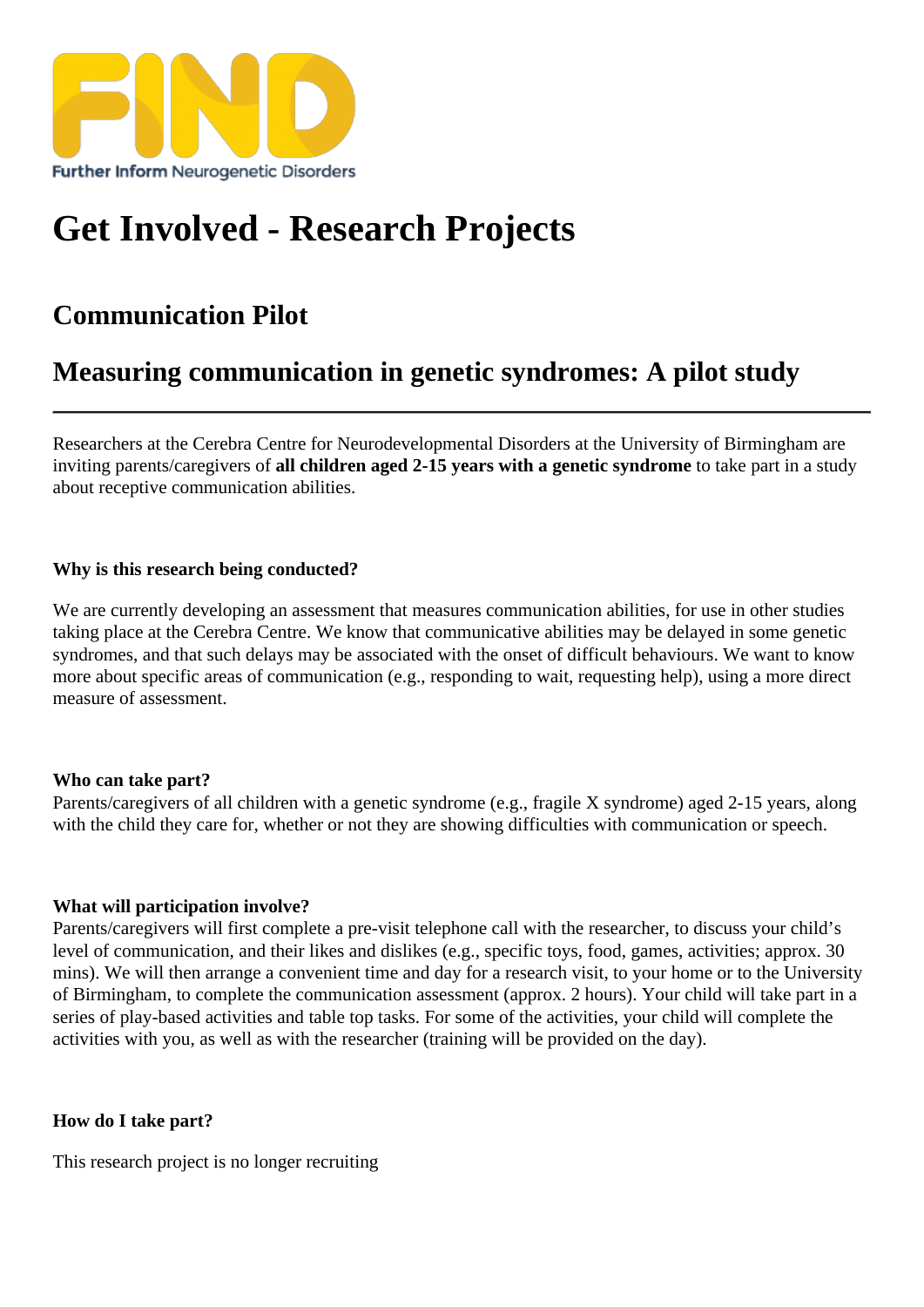FIND

Further Inform Neurogenetic Disorders

# Get Involved - Research Projects

## Communication Pilot

## Measuring communication in genetic syndromes: A pilot study

---

Researchers at the Cerebra Centre for Neurodevelopmental Disorders at the University of Birmingham are inviting parents/caregivers of **all children aged 2-15 years with a genetic syndrome** to take part in a study about receptive communication abilities.

**Why is this research being conducted?**

We are currently developing an assessment that measures communication abilities, for use in other studies taking place at the Cerebra Centre. We know that communicative abilities may be delayed in some genetic syndromes, and that such delays may be associated with the onset of difficult behaviours. We want to know more about specific areas of communication (e.g., responding to wait, requesting help), using a more direct measure of assessment.

**Who can take part?**

Parents/caregivers of all children with a genetic syndrome (e.g., fragile X syndrome) aged 2-15 years, along with the child they care for, whether or not they are showing difficulties with communication or speech.

**What will participation involve?**

Parents/caregivers will first complete a pre-visit telephone call with the researcher, to discuss your child's level of communication, and their likes and dislikes (e.g., specific toys, food, games, activities; approx. 30 mins). We will then arrange a convenient time and day for a research visit, to your home or to the University of Birmingham, to complete the communication assessment (approx. 2 hours). Your child will take part in a series of play-based activities and table top tasks. For some of the activities, your child will complete the activities with you, as well as with the researcher (training will be provided on the day).

**How do I take part?**

This research project is no longer recruiting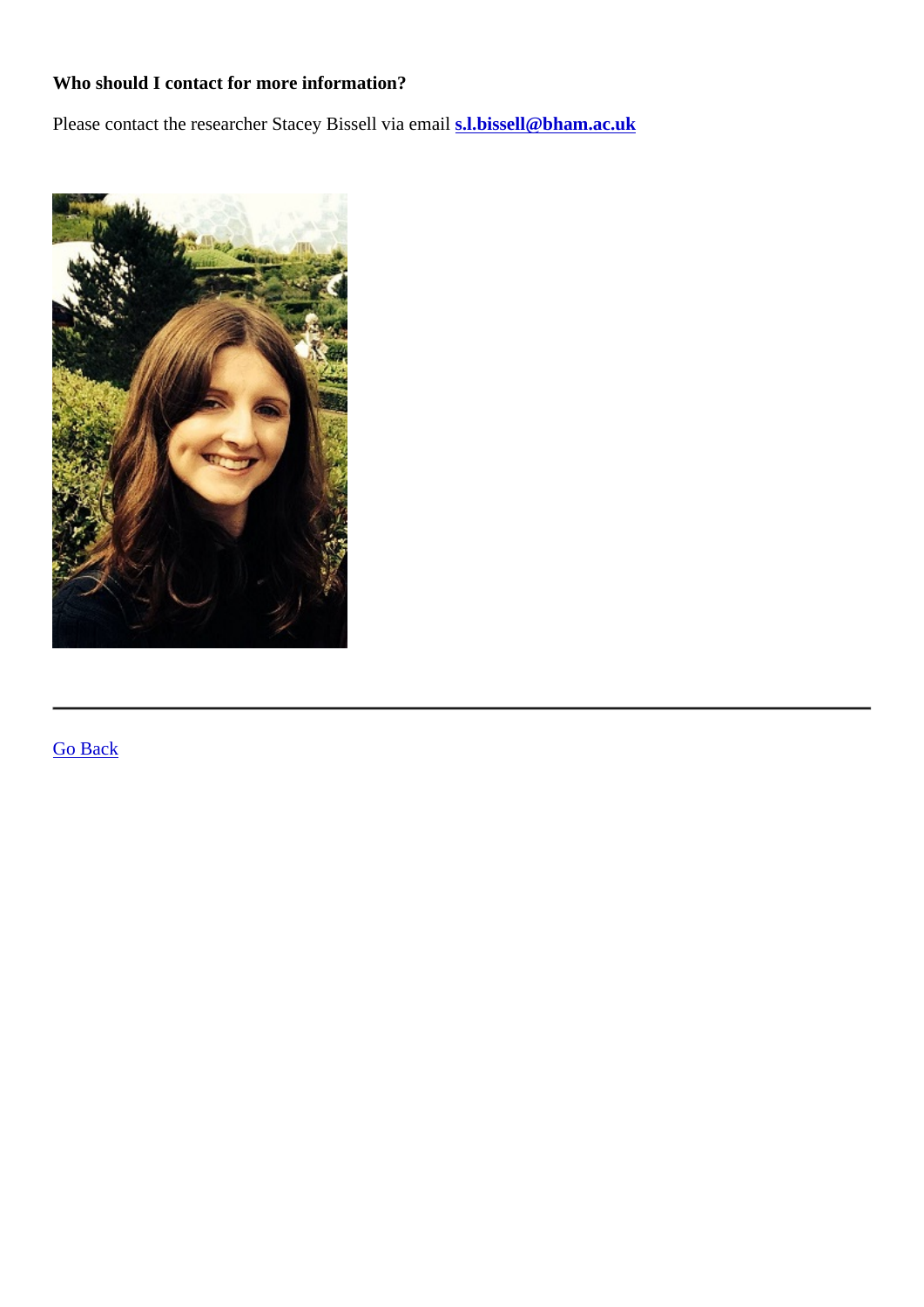**Who should I contact for more information?**

Please contact the researcher Stacey Bissell via email **s.l.bissell@bham.ac.uk**

---

Go Back